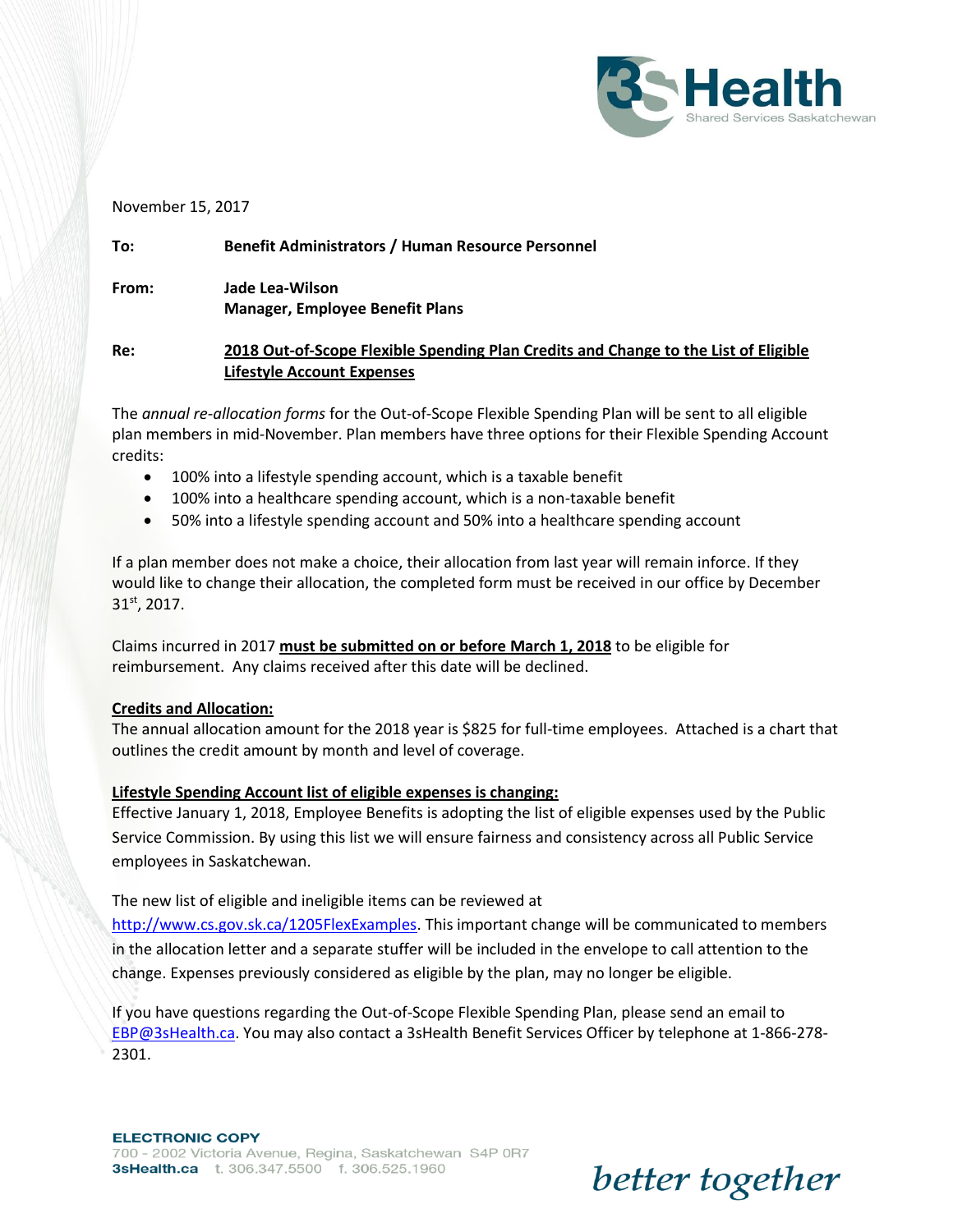3S Health
Shared Services Saskatchewan

November 15, 2017

**To:** **Benefit Administrators / Human Resource Personnel**

**From:** **Jade Lea-Wilson**
**Manager, Employee Benefit Plans**

**Re:** **2018 Out-of-Scope Flexible Spending Plan Credits and Change to the List of Eligible Lifestyle Account Expenses**

The *annual re-allocation forms* for the Out-of-Scope Flexible Spending Plan will be sent to all eligible plan members in mid-November. Plan members have three options for their Flexible Spending Account credits:

- 100% into a lifestyle spending account, which is a taxable benefit
- 100% into a healthcare spending account, which is a non-taxable benefit
- 50% into a lifestyle spending account and 50% into a healthcare spending account

If a plan member does not make a choice, their allocation from last year will remain inforce. If they would like to change their allocation, the completed form must be received in our office by December 31st, 2017.

Claims incurred in 2017 **must be submitted on or before March 1, 2018** to be eligible for reimbursement. Any claims received after this date will be declined.

**Credits and Allocation:**
The annual allocation amount for the 2018 year is $825 for full-time employees. Attached is a chart that outlines the credit amount by month and level of coverage.

**Lifestyle Spending Account list of eligible expenses is changing:**
Effective January 1, 2018, Employee Benefits is adopting the list of eligible expenses used by the Public Service Commission. By using this list we will ensure fairness and consistency across all Public Service employees in Saskatchewan.

The new list of eligible and ineligible items can be reviewed at http://www.cs.gov.sk.ca/1205FlexExamples. This important change will be communicated to members in the allocation letter and a separate stuffer will be included in the envelope to call attention to the change. Expenses previously considered as eligible by the plan, may no longer be eligible.

If you have questions regarding the Out-of-Scope Flexible Spending Plan, please send an email to EBP@3sHealth.ca. You may also contact a 3sHealth Benefit Services Officer by telephone at 1-866-278-2301.

ELECTRONIC COPY
700 - 2002 Victoria Avenue, Regina, Saskatchewan S4P 0R7
3sHealth.ca t. 306.347.5500 f. 306.525.1960

*better together*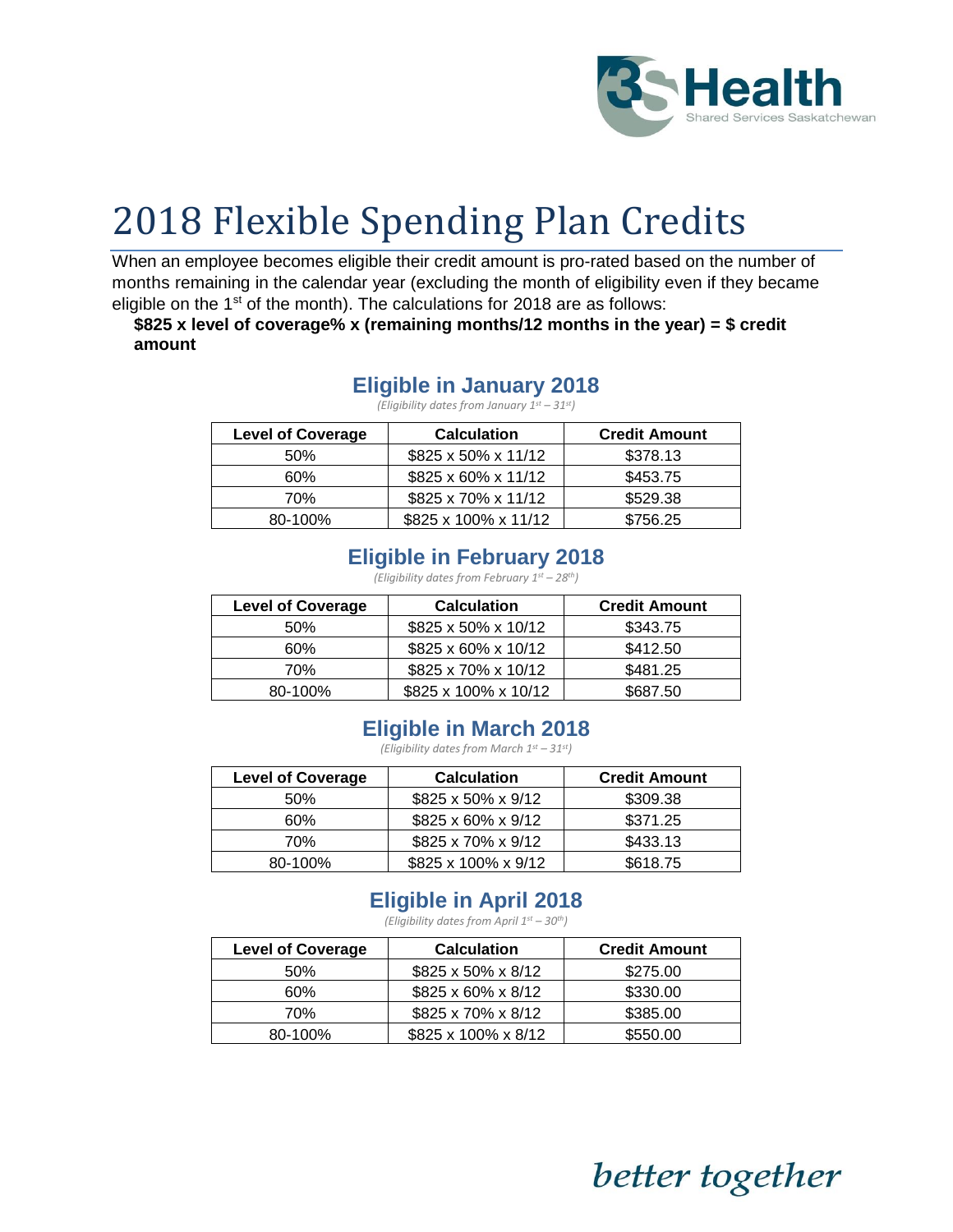# 2018 Flexible Spending Plan Credits

When an employee becomes eligible their credit amount is pro-rated based on the number of months remaining in the calendar year (excluding the month of eligibility even if they became eligible on the 1st of the month). The calculations for 2018 are as follows:

**$825 x level of coverage% x (remaining months/12 months in the year) = $ credit amount**

## Eligible in January 2018

*(Eligibility dates from January 1st – 31st)*

| Level of Coverage | Calculation | Credit Amount |
|---|---|---|
| 50% | $825 x 50% x 11/12 | $378.13 |
| 60% | $825 x 60% x 11/12 | $453.75 |
| 70% | $825 x 70% x 11/12 | $529.38 |
| 80-100% | $825 x 100% x 11/12 | $756.25 |

## Eligible in February 2018

*(Eligibility dates from February 1st – 28th)*

| Level of Coverage | Calculation | Credit Amount |
|---|---|---|
| 50% | $825 x 50% x 10/12 | $343.75 |
| 60% | $825 x 60% x 10/12 | $412.50 |
| 70% | $825 x 70% x 10/12 | $481.25 |
| 80-100% | $825 x 100% x 10/12 | $687.50 |

## Eligible in March 2018

*(Eligibility dates from March 1st – 31st)*

| Level of Coverage | Calculation | Credit Amount |
|---|---|---|
| 50% | $825 x 50% x 9/12 | $309.38 |
| 60% | $825 x 60% x 9/12 | $371.25 |
| 70% | $825 x 70% x 9/12 | $433.13 |
| 80-100% | $825 x 100% x 9/12 | $618.75 |

## Eligible in April 2018

*(Eligibility dates from April 1st – 30th)*

| Level of Coverage | Calculation | Credit Amount |
|---|---|---|
| 50% | $825 x 50% x 8/12 | $275.00 |
| 60% | $825 x 60% x 8/12 | $330.00 |
| 70% | $825 x 70% x 8/12 | $385.00 |
| 80-100% | $825 x 100% x 8/12 | $550.00 |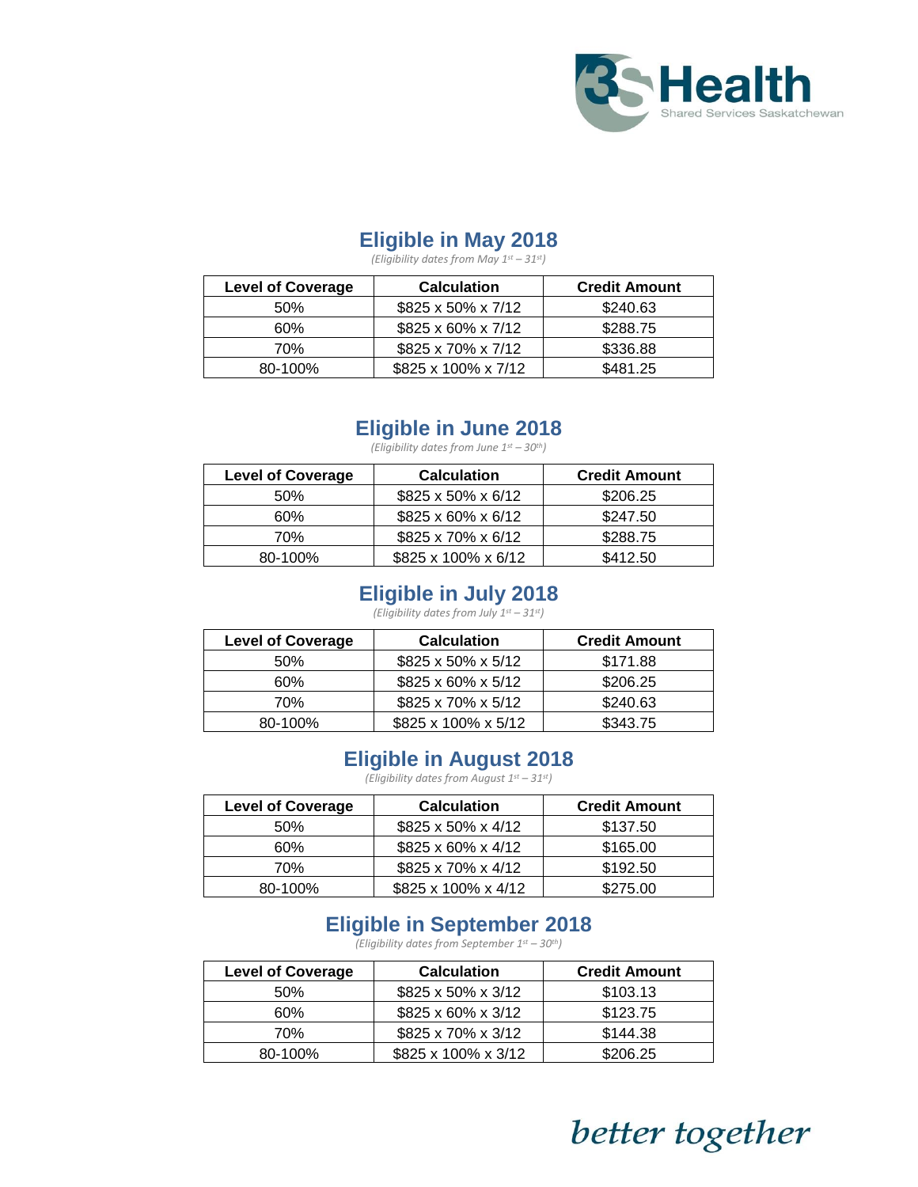## Eligible in May 2018

*(Eligibility dates from May 1st – 31st)*

| Level of Coverage | Calculation | Credit Amount |
|---|---|---|
| 50% | $825 x 50% x 7/12 | $240.63 |
| 60% | $825 x 60% x 7/12 | $288.75 |
| 70% | $825 x 70% x 7/12 | $336.88 |
| 80-100% | $825 x 100% x 7/12 | $481.25 |

## Eligible in June 2018

*(Eligibility dates from June 1st – 30th)*

| Level of Coverage | Calculation | Credit Amount |
|---|---|---|
| 50% | $825 x 50% x 6/12 | $206.25 |
| 60% | $825 x 60% x 6/12 | $247.50 |
| 70% | $825 x 70% x 6/12 | $288.75 |
| 80-100% | $825 x 100% x 6/12 | $412.50 |

## Eligible in July 2018

*(Eligibility dates from July 1st – 31st)*

| Level of Coverage | Calculation | Credit Amount |
|---|---|---|
| 50% | $825 x 50% x 5/12 | $171.88 |
| 60% | $825 x 60% x 5/12 | $206.25 |
| 70% | $825 x 70% x 5/12 | $240.63 |
| 80-100% | $825 x 100% x 5/12 | $343.75 |

## Eligible in August 2018

*(Eligibility dates from August 1st – 31st)*

| Level of Coverage | Calculation | Credit Amount |
|---|---|---|
| 50% | $825 x 50% x 4/12 | $137.50 |
| 60% | $825 x 60% x 4/12 | $165.00 |
| 70% | $825 x 70% x 4/12 | $192.50 |
| 80-100% | $825 x 100% x 4/12 | $275.00 |

## Eligible in September 2018

*(Eligibility dates from September 1st – 30th)*

| Level of Coverage | Calculation | Credit Amount |
|---|---|---|
| 50% | $825 x 50% x 3/12 | $103.13 |
| 60% | $825 x 60% x 3/12 | $123.75 |
| 70% | $825 x 70% x 3/12 | $144.38 |
| 80-100% | $825 x 100% x 3/12 | $206.25 |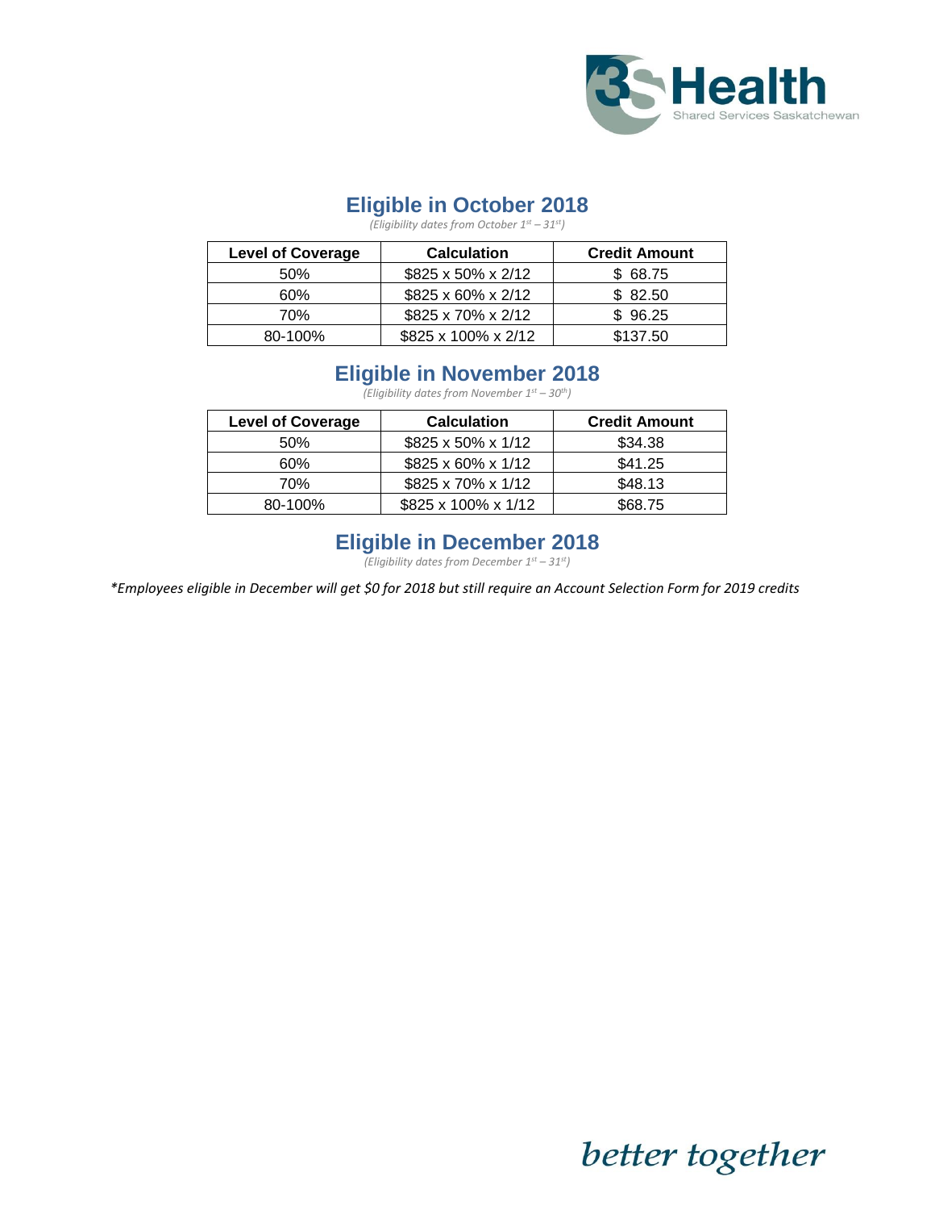## Eligible in October 2018

*(Eligibility dates from October 1st – 31st)*

| Level of Coverage | Calculation | Credit Amount |
|---|---|---|
| 50% | $825 x 50% x 2/12 | $ 68.75 |
| 60% | $825 x 60% x 2/12 | $ 82.50 |
| 70% | $825 x 70% x 2/12 | $ 96.25 |
| 80-100% | $825 x 100% x 2/12 | $137.50 |

## Eligible in November 2018

*(Eligibility dates from November 1st – 30th)*

| Level of Coverage | Calculation | Credit Amount |
|---|---|---|
| 50% | $825 x 50% x 1/12 | $34.38 |
| 60% | $825 x 60% x 1/12 | $41.25 |
| 70% | $825 x 70% x 1/12 | $48.13 |
| 80-100% | $825 x 100% x 1/12 | $68.75 |

## Eligible in December 2018

*(Eligibility dates from December 1st – 31st)*

*\*Employees eligible in December will get $0 for 2018 but still require an Account Selection Form for 2019 credits*